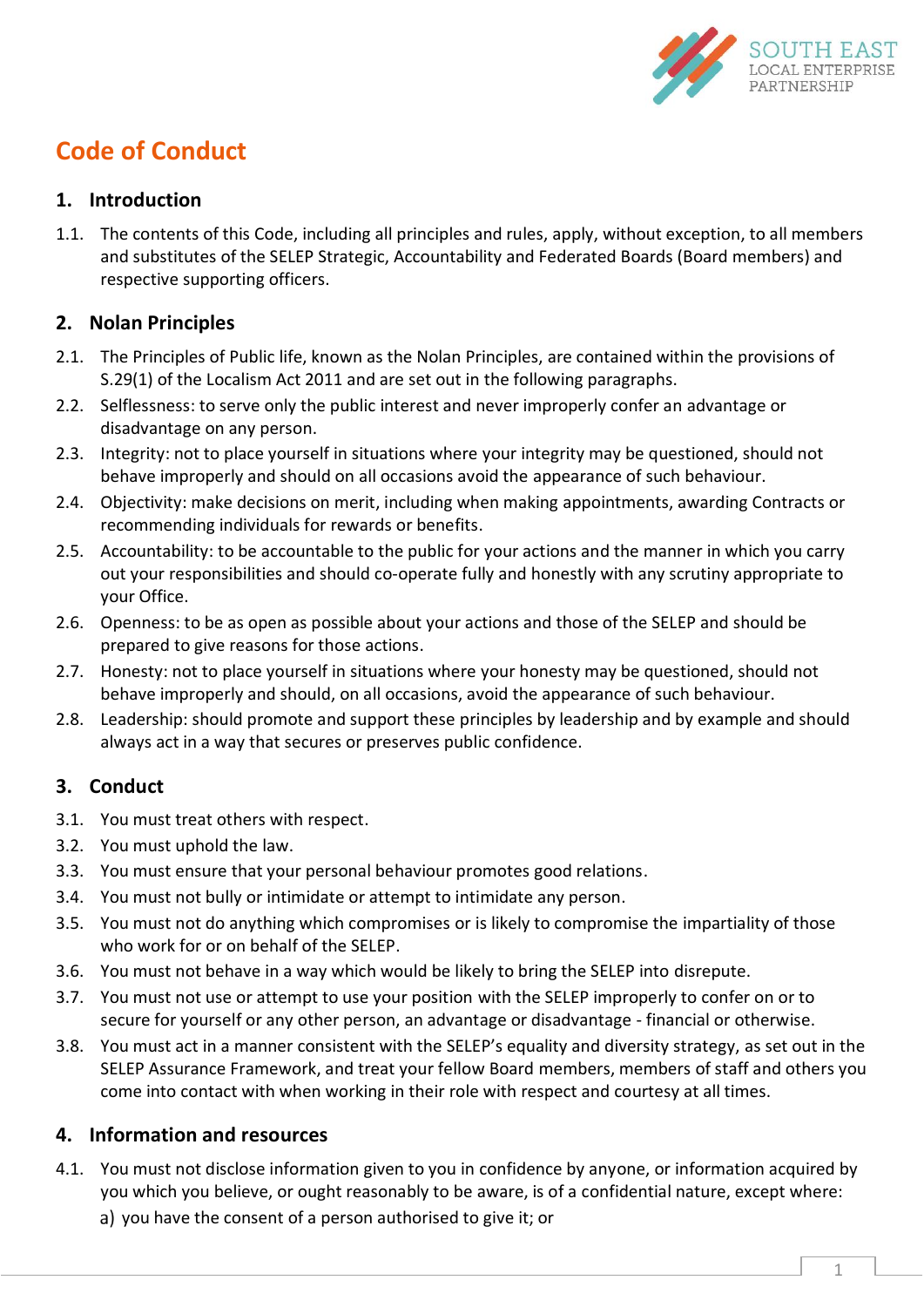SOUTH EAST
LOCAL ENTERPRISE
PARTNERSHIP

# Code of Conduct

## 1. Introduction

1.1. The contents of this Code, including all principles and rules, apply, without exception, to all members and substitutes of the SELEP Strategic, Accountability and Federated Boards (Board members) and respective supporting officers.

## 2. Nolan Principles

2.1. The Principles of Public life, known as the Nolan Principles, are contained within the provisions of S.29(1) of the Localism Act 2011 and are set out in the following paragraphs.

2.2. Selflessness: to serve only the public interest and never improperly confer an advantage or disadvantage on any person.

2.3. Integrity: not to place yourself in situations where your integrity may be questioned, should not behave improperly and should on all occasions avoid the appearance of such behaviour.

2.4. Objectivity: make decisions on merit, including when making appointments, awarding Contracts or recommending individuals for rewards or benefits.

2.5. Accountability: to be accountable to the public for your actions and the manner in which you carry out your responsibilities and should co-operate fully and honestly with any scrutiny appropriate to your Office.

2.6. Openness: to be as open as possible about your actions and those of the SELEP and should be prepared to give reasons for those actions.

2.7. Honesty: not to place yourself in situations where your honesty may be questioned, should not behave improperly and should, on all occasions, avoid the appearance of such behaviour.

2.8. Leadership: should promote and support these principles by leadership and by example and should always act in a way that secures or preserves public confidence.

## 3. Conduct

3.1. You must treat others with respect.

3.2. You must uphold the law.

3.3. You must ensure that your personal behaviour promotes good relations.

3.4. You must not bully or intimidate or attempt to intimidate any person.

3.5. You must not do anything which compromises or is likely to compromise the impartiality of those who work for or on behalf of the SELEP.

3.6. You must not behave in a way which would be likely to bring the SELEP into disrepute.

3.7. You must not use or attempt to use your position with the SELEP improperly to confer on or to secure for yourself or any other person, an advantage or disadvantage - financial or otherwise.

3.8. You must act in a manner consistent with the SELEP's equality and diversity strategy, as set out in the SELEP Assurance Framework, and treat your fellow Board members, members of staff and others you come into contact with when working in their role with respect and courtesy at all times.

## 4. Information and resources

4.1. You must not disclose information given to you in confidence by anyone, or information acquired by you which you believe, or ought reasonably to be aware, is of a confidential nature, except where:

a) you have the consent of a person authorised to give it; or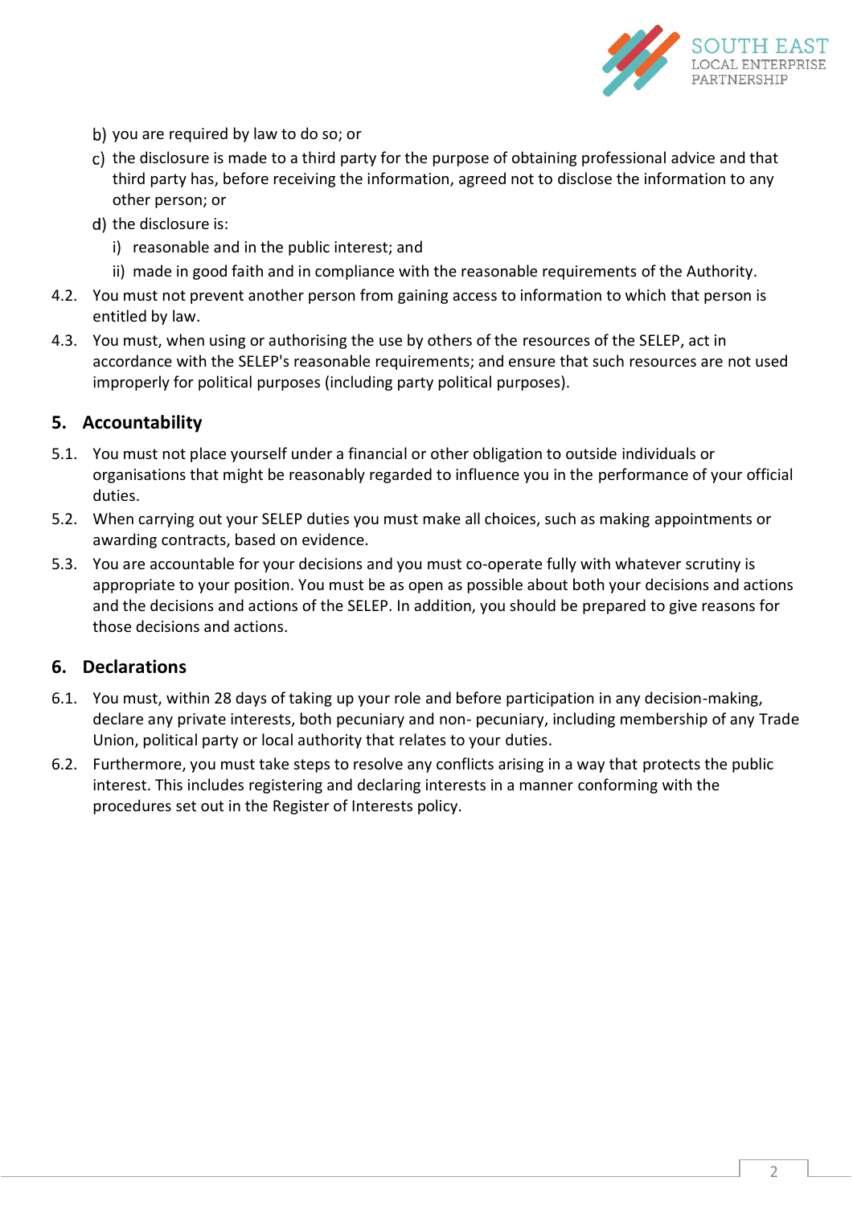b) you are required by law to do so; or
c) the disclosure is made to a third party for the purpose of obtaining professional advice and that third party has, before receiving the information, agreed not to disclose the information to any other person; or
d) the disclosure is:
   i) reasonable and in the public interest; and
   ii) made in good faith and in compliance with the reasonable requirements of the Authority.

4.2. You must not prevent another person from gaining access to information to which that person is entitled by law.

4.3. You must, when using or authorising the use by others of the resources of the SELEP, act in accordance with the SELEP's reasonable requirements; and ensure that such resources are not used improperly for political purposes (including party political purposes).

## 5. Accountability

5.1. You must not place yourself under a financial or other obligation to outside individuals or organisations that might be reasonably regarded to influence you in the performance of your official duties.

5.2. When carrying out your SELEP duties you must make all choices, such as making appointments or awarding contracts, based on evidence.

5.3. You are accountable for your decisions and you must co-operate fully with whatever scrutiny is appropriate to your position. You must be as open as possible about both your decisions and actions and the decisions and actions of the SELEP. In addition, you should be prepared to give reasons for those decisions and actions.

## 6. Declarations

6.1. You must, within 28 days of taking up your role and before participation in any decision-making, declare any private interests, both pecuniary and non- pecuniary, including membership of any Trade Union, political party or local authority that relates to your duties.

6.2. Furthermore, you must take steps to resolve any conflicts arising in a way that protects the public interest. This includes registering and declaring interests in a manner conforming with the procedures set out in the Register of Interests policy.